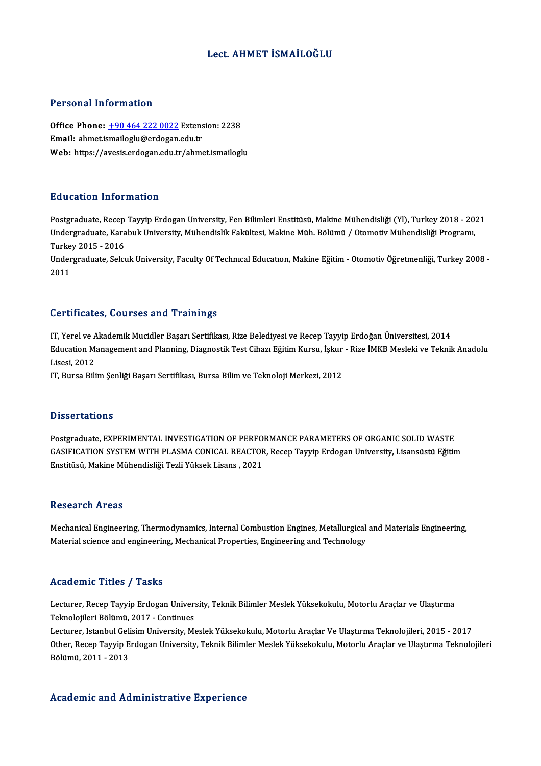# Lect. AHMET İSMAİLOĞLU

## Personal Information

**Office Phone:** +90 464 222 0022 Extension: 2238
**Email:** ahmet.ismailoglu@erdogan.edu.tr
**Web:** https://avesis.erdogan.edu.tr/ahmet.ismailoglu

## Education Information

Postgraduate, Recep Tayyip Erdogan University, Fen Bilimleri Enstitüsü, Makine Mühendisliği (Yl), Turkey 2018 - 2021
Undergraduate, Karabuk University, Mühendislik Fakültesi, Makine Müh. Bölümü / Otomotiv Mühendisliği Programı, Turkey 2015 - 2016
Undergraduate, Selcuk University, Faculty Of Technıcal Educatıon, Makine Eğitim - Otomotiv Öğretmenliği, Turkey 2008 - 2011

## Certificates, Courses and Trainings

IT, Yerel ve Akademik Mucidler Başarı Sertifikası, Rize Belediyesi ve Recep Tayyip Erdoğan Üniversitesi, 2014
Education Management and Planning, Diagnostik Test Cihazı Eğitim Kursu, İşkur - Rize İMKB Mesleki ve Teknik Anadolu Lisesi, 2012
IT, Bursa Bilim Şenliği Başarı Sertifikası, Bursa Bilim ve Teknoloji Merkezi, 2012

## Dissertations

Postgraduate, EXPERIMENTAL INVESTIGATION OF PERFORMANCE PARAMETERS OF ORGANIC SOLID WASTE GASIFICATION SYSTEM WITH PLASMA CONICAL REACTOR, Recep Tayyip Erdogan University, Lisansüstü Eğitim Enstitüsü, Makine Mühendisliği Tezli Yüksek Lisans , 2021

## Research Areas

Mechanical Engineering, Thermodynamics, Internal Combustion Engines, Metallurgical and Materials Engineering, Material science and engineering, Mechanical Properties, Engineering and Technology

## Academic Titles / Tasks

Lecturer, Recep Tayyip Erdogan University, Teknik Bilimler Meslek Yüksekokulu, Motorlu Araçlar ve Ulaştırma Teknolojileri Bölümü, 2017 - Continues
Lecturer, Istanbul Gelisim University, Meslek Yüksekokulu, Motorlu Araçlar Ve Ulaştırma Teknolojileri, 2015 - 2017
Other, Recep Tayyip Erdogan University, Teknik Bilimler Meslek Yüksekokulu, Motorlu Araçlar ve Ulaştırma Teknolojileri Bölümü, 2011 - 2013

## Academic and Administrative Experience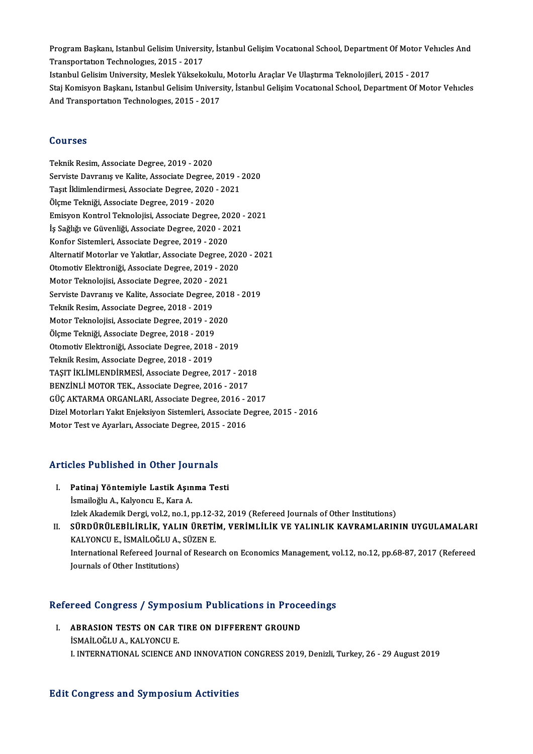Program Başkanı, Istanbul Gelisim University, İstanbul Gelişim Vocational School, Department Of Motor Vehicles And Transportation Technologies, 2015 - 2017

Istanbul Gelisim University, Meslek Yüksekokulu, Motorlu Araçlar Ve Ulaştırma Teknolojileri, 2015 - 2017

Staj Komisyon Başkanı, Istanbul Gelisim University, İstanbul Gelişim Vocational School, Department Of Motor Vehicles And Transportation Technologies, 2015 - 2017

## Courses

Teknik Resim, Associate Degree, 2019 - 2020
Serviste Davranış ve Kalite, Associate Degree, 2019 - 2020
Taşıt İklimlendirmesi, Associate Degree, 2020 - 2021
Ölçme Tekniği, Associate Degree, 2019 - 2020
Emisyon Kontrol Teknolojisi, Associate Degree, 2020 - 2021
İş Sağlığı ve Güvenliği, Associate Degree, 2020 - 2021
Konfor Sistemleri, Associate Degree, 2019 - 2020
Alternatif Motorlar ve Yakıtlar, Associate Degree, 2020 - 2021
Otomotiv Elektroniği, Associate Degree, 2019 - 2020
Motor Teknolojisi, Associate Degree, 2020 - 2021
Serviste Davranış ve Kalite, Associate Degree, 2018 - 2019
Teknik Resim, Associate Degree, 2018 - 2019
Motor Teknolojisi, Associate Degree, 2019 - 2020
Ölçme Tekniği, Associate Degree, 2018 - 2019
Otomotiv Elektroniği, Associate Degree, 2018 - 2019
Teknik Resim, Associate Degree, 2018 - 2019
TAŞIT İKLİMLENDİRMESİ, Associate Degree, 2017 - 2018
BENZİNLİ MOTOR TEK., Associate Degree, 2016 - 2017
GÜÇ AKTARMA ORGANLARI, Associate Degree, 2016 - 2017
Dizel Motorları Yakıt Enjeksiyon Sistemleri, Associate Degree, 2015 - 2016
Motor Test ve Ayarları, Associate Degree, 2015 - 2016

## Articles Published in Other Journals

I. **Patinaj Yöntemiyle Lastik Aşınma Testi**
   İsmailoğlu A., Kalyoncu E., Kara A.
   Izlek Akademik Dergi, vol.2, no.1, pp.12-32, 2019 (Refereed Journals of Other Institutions)

II. **SÜRDÜRÜLEBİLİRLİK, YALIN ÜRETİM, VERİMLİLİK VE YALINLIK KAVRAMLARININ UYGULAMALARI**
   KALYONCU E., İSMAİLOĞLU A., SÜZEN E.
   International Refereed Journal of Research on Economics Management, vol.12, no.12, pp.68-87, 2017 (Refereed Journals of Other Institutions)

## Refereed Congress / Symposium Publications in Proceedings

I. **ABRASION TESTS ON CAR TIRE ON DIFFERENT GROUND**
   İSMAİLOĞLU A., KALYONCU E.
   I. INTERNATIONAL SCIENCE AND INNOVATION CONGRESS 2019, Denizli, Turkey, 26 - 29 August 2019

## Edit Congress and Symposium Activities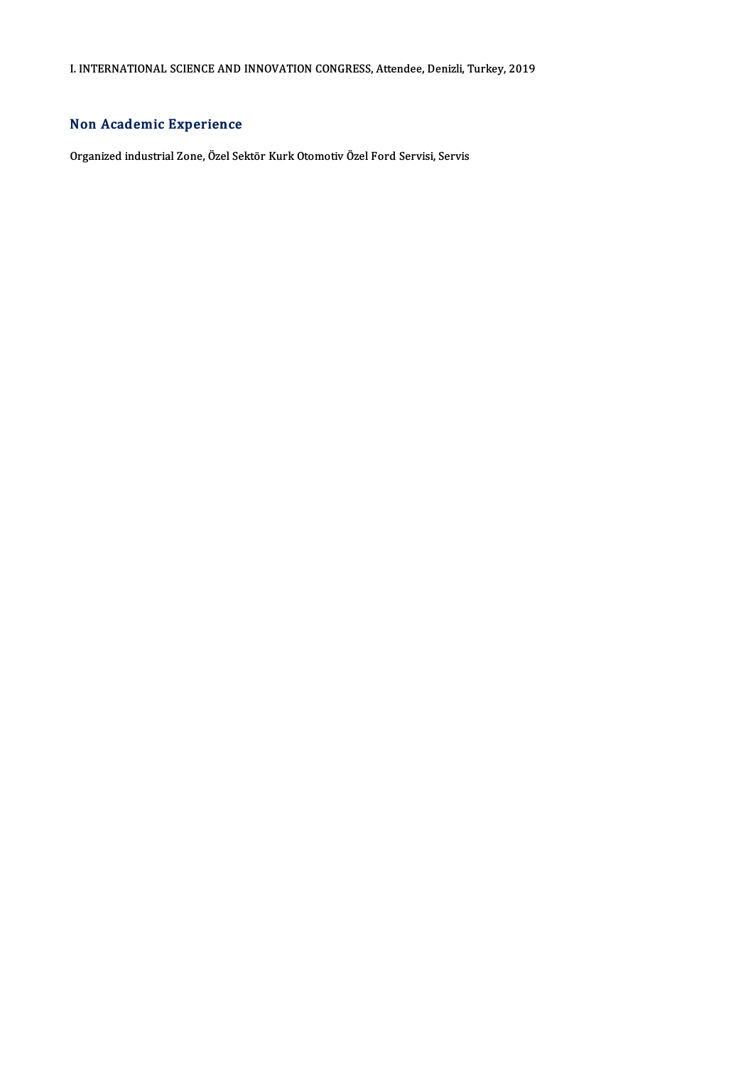I. INTERNATIONAL SCIENCE AND INNOVATION CONGRESS, Attendee, Denizli, Turkey, 2019

## Non Academic Experience

Organized industrial Zone, Özel Sektör Kurk Otomotiv Özel Ford Servisi, Servis